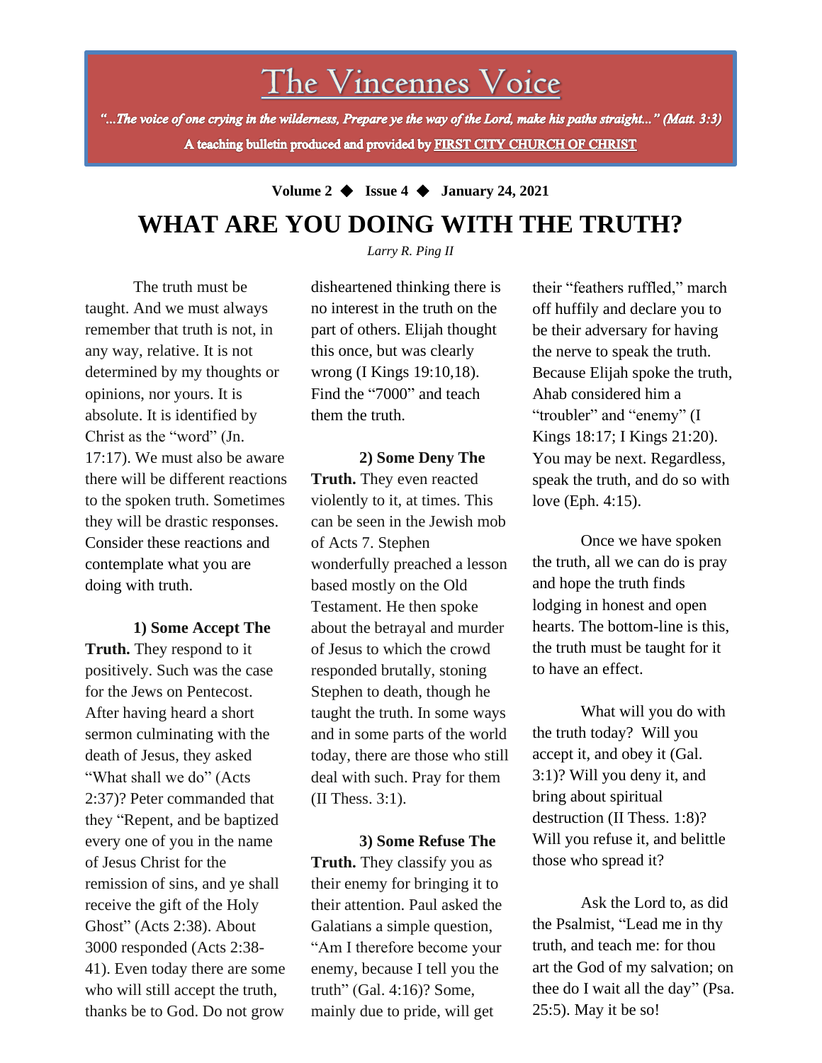# The Vincennes Voice

*"...The voice of one crying in the wilderness, Prepare ye the way of the Lord, make his paths straight..." (Matt. 3:3)*

**A teaching bulletin produced and provided by FIRST CITY CHURCH OF CHRIST**

**Volume 2 ◆ Issue 4 ◆ January 24, 2021**

## WHAT ARE YOU DOING WITH THE TRUTH?

*Larry R. Ping II*

The truth must be taught. And we must always remember that truth is not, in any way, relative. It is not determined by my thoughts or opinions, nor yours. It is absolute. It is identified by Christ as the "word" (Jn. 17:17). We must also be aware there will be different reactions to the spoken truth. Sometimes they will be drastic responses. Consider these reactions and contemplate what you are doing with truth.

**1) Some Accept The Truth.** They respond to it positively. Such was the case for the Jews on Pentecost. After having heard a short sermon culminating with the death of Jesus, they asked "What shall we do" (Acts 2:37)? Peter commanded that they "Repent, and be baptized every one of you in the name of Jesus Christ for the remission of sins, and ye shall receive the gift of the Holy Ghost" (Acts 2:38). About 3000 responded (Acts 2:38-41). Even today there are some who will still accept the truth, thanks be to God. Do not grow disheartened thinking there is no interest in the truth on the part of others. Elijah thought this once, but was clearly wrong (I Kings 19:10,18). Find the "7000" and teach them the truth.

**2) Some Deny The Truth.** They even reacted violently to it, at times. This can be seen in the Jewish mob of Acts 7. Stephen wonderfully preached a lesson based mostly on the Old Testament. He then spoke about the betrayal and murder of Jesus to which the crowd responded brutally, stoning Stephen to death, though he taught the truth. In some ways and in some parts of the world today, there are those who still deal with such. Pray for them (II Thess. 3:1).

**3) Some Refuse The Truth.** They classify you as their enemy for bringing it to their attention. Paul asked the Galatians a simple question, "Am I therefore become your enemy, because I tell you the truth" (Gal. 4:16)? Some, mainly due to pride, will get their "feathers ruffled," march off huffily and declare you to be their adversary for having the nerve to speak the truth. Because Elijah spoke the truth, Ahab considered him a "troubler" and "enemy" (I Kings 18:17; I Kings 21:20). You may be next. Regardless, speak the truth, and do so with love (Eph. 4:15).

Once we have spoken the truth, all we can do is pray and hope the truth finds lodging in honest and open hearts. The bottom-line is this, the truth must be taught for it to have an effect.

What will you do with the truth today? Will you accept it, and obey it (Gal. 3:1)? Will you deny it, and bring about spiritual destruction (II Thess. 1:8)? Will you refuse it, and belittle those who spread it?

Ask the Lord to, as did the Psalmist, "Lead me in thy truth, and teach me: for thou art the God of my salvation; on thee do I wait all the day" (Psa. 25:5). May it be so!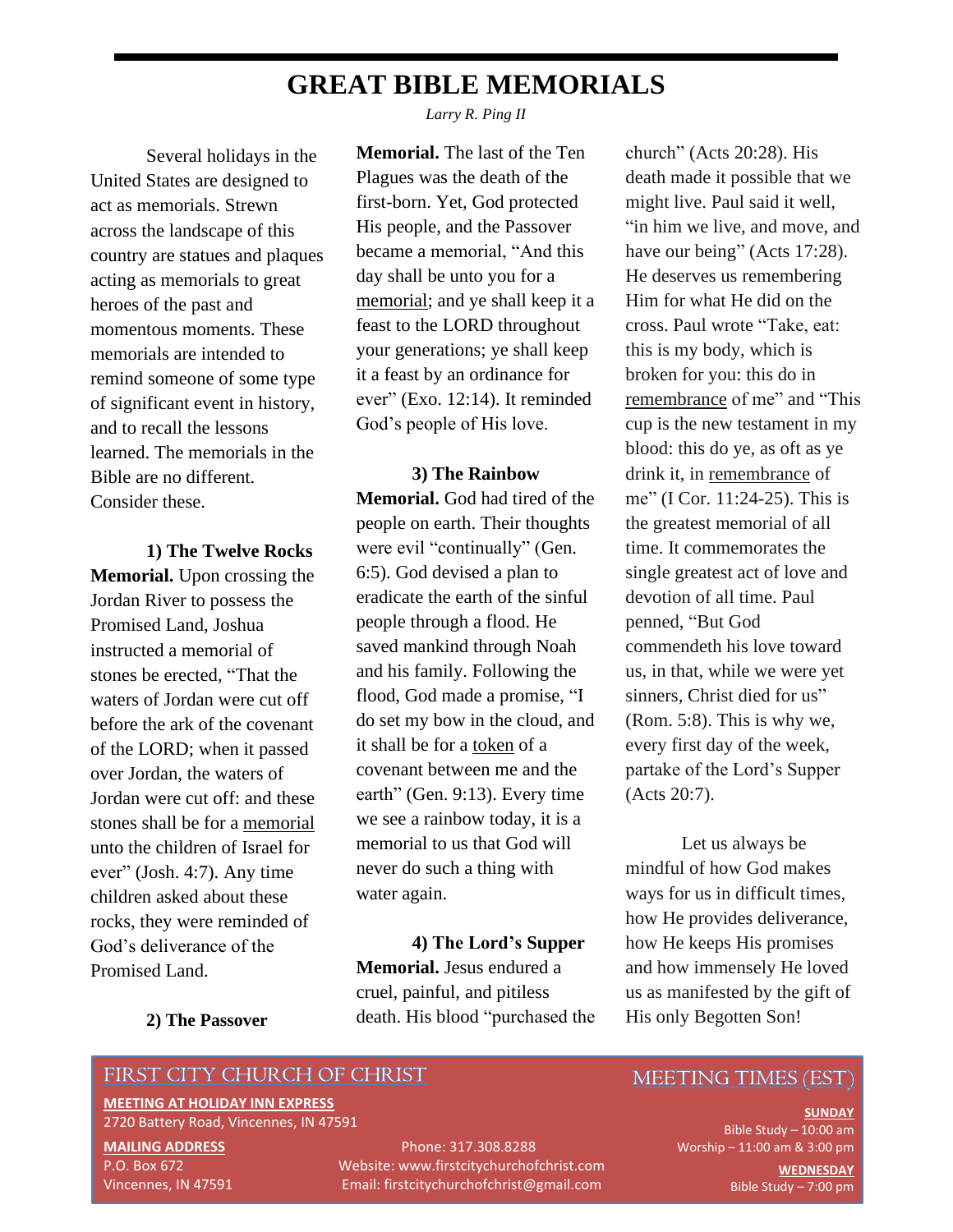# GREAT BIBLE MEMORIALS

*Larry R. Ping II*

Several holidays in the United States are designed to act as memorials. Strewn across the landscape of this country are statues and plaques acting as memorials to great heroes of the past and momentous moments. These memorials are intended to remind someone of some type of significant event in history, and to recall the lessons learned. The memorials in the Bible are no different. Consider these.

**1) The Twelve Rocks Memorial.** Upon crossing the Jordan River to possess the Promised Land, Joshua instructed a memorial of stones be erected, "That the waters of Jordan were cut off before the ark of the covenant of the LORD; when it passed over Jordan, the waters of Jordan were cut off: and these stones shall be for a memorial unto the children of Israel for ever" (Josh. 4:7). Any time children asked about these rocks, they were reminded of God's deliverance of the Promised Land.

**2) The Passover Memorial.** The last of the Ten Plagues was the death of the first-born. Yet, God protected His people, and the Passover became a memorial, "And this day shall be unto you for a memorial; and ye shall keep it a feast to the LORD throughout your generations; ye shall keep it a feast by an ordinance for ever" (Exo. 12:14). It reminded God's people of His love.

**3) The Rainbow Memorial.** God had tired of the people on earth. Their thoughts were evil "continually" (Gen. 6:5). God devised a plan to eradicate the earth of the sinful people through a flood. He saved mankind through Noah and his family. Following the flood, God made a promise, "I do set my bow in the cloud, and it shall be for a token of a covenant between me and the earth" (Gen. 9:13). Every time we see a rainbow today, it is a memorial to us that God will never do such a thing with water again.

**4) The Lord's Supper Memorial.** Jesus endured a cruel, painful, and pitiless death. His blood "purchased the church" (Acts 20:28). His death made it possible that we might live. Paul said it well, "in him we live, and move, and have our being" (Acts 17:28). He deserves us remembering Him for what He did on the cross. Paul wrote "Take, eat: this is my body, which is broken for you: this do in remembrance of me" and "This cup is the new testament in my blood: this do ye, as oft as ye drink it, in remembrance of me" (I Cor. 11:24-25). This is the greatest memorial of all time. It commemorates the single greatest act of love and devotion of all time. Paul penned, "But God commendeth his love toward us, in that, while we were yet sinners, Christ died for us" (Rom. 5:8). This is why we, every first day of the week, partake of the Lord's Supper (Acts 20:7).

Let us always be mindful of how God makes ways for us in difficult times, how He provides deliverance, how He keeps His promises and how immensely He loved us as manifested by the gift of His only Begotten Son!

## FIRST CITY CHURCH OF CHRIST

**MEETING AT HOLIDAY INN EXPRESS**
2720 Battery Road, Vincennes, IN 47591

**MAILING ADDRESS**
P.O. Box 672
Vincennes, IN 47591

Phone: 317.308.8288
Website: www.firstcitychurchofchrist.com
Email: firstcitychurchofchrist@gmail.com

## MEETING TIMES (EST)

**SUNDAY**
Bible Study – 10:00 am
Worship – 11:00 am & 3:00 pm

**WEDNESDAY**
Bible Study – 7:00 pm